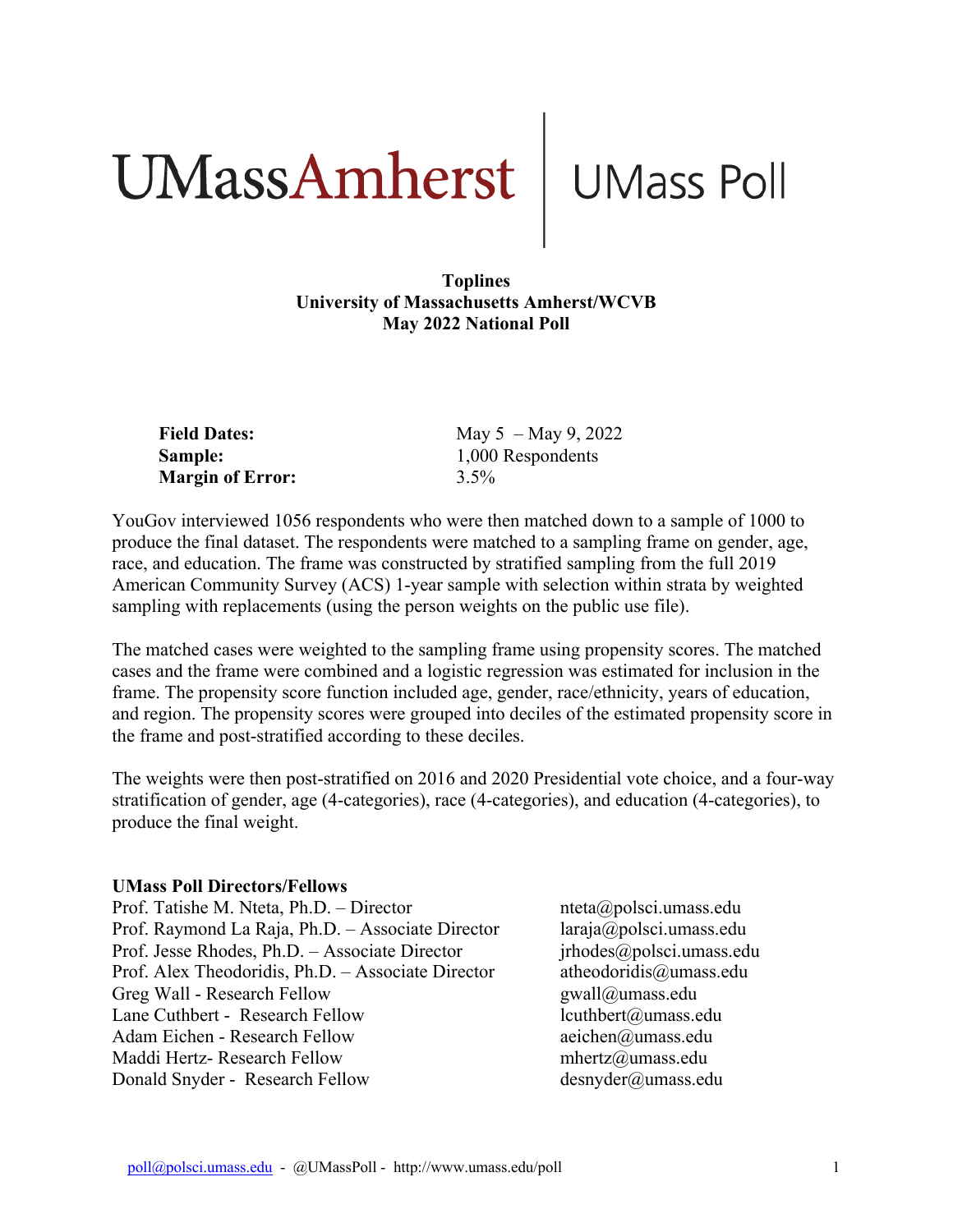# UMassAmherst | UMass Poll

**Toplines**
**University of Massachusetts Amherst/WCVB**
**May 2022 National Poll**

| | |
|---|---|
| **Field Dates:** | May 5 – May 9, 2022 |
| **Sample:** | 1,000 Respondents |
| **Margin of Error:** | 3.5% |

YouGov interviewed 1056 respondents who were then matched down to a sample of 1000 to produce the final dataset. The respondents were matched to a sampling frame on gender, age, race, and education. The frame was constructed by stratified sampling from the full 2019 American Community Survey (ACS) 1-year sample with selection within strata by weighted sampling with replacements (using the person weights on the public use file).

The matched cases were weighted to the sampling frame using propensity scores. The matched cases and the frame were combined and a logistic regression was estimated for inclusion in the frame. The propensity score function included age, gender, race/ethnicity, years of education, and region. The propensity scores were grouped into deciles of the estimated propensity score in the frame and post-stratified according to these deciles.

The weights were then post-stratified on 2016 and 2020 Presidential vote choice, and a four-way stratification of gender, age (4-categories), race (4-categories), and education (4-categories), to produce the final weight.

**UMass Poll Directors/Fellows**

| | |
|---|---|
| Prof. Tatishe M. Nteta, Ph.D. – Director | nteta@polsci.umass.edu |
| Prof. Raymond La Raja, Ph.D. – Associate Director | laraja@polsci.umass.edu |
| Prof. Jesse Rhodes, Ph.D. – Associate Director | jrhodes@polsci.umass.edu |
| Prof. Alex Theodoridis, Ph.D. – Associate Director | atheodoridis@umass.edu |
| Greg Wall - Research Fellow | gwall@umass.edu |
| Lane Cuthbert - Research Fellow | lcuthbert@umass.edu |
| Adam Eichen - Research Fellow | aeichen@umass.edu |
| Maddi Hertz- Research Fellow | mhertz@umass.edu |
| Donald Snyder - Research Fellow | desnyder@umass.edu |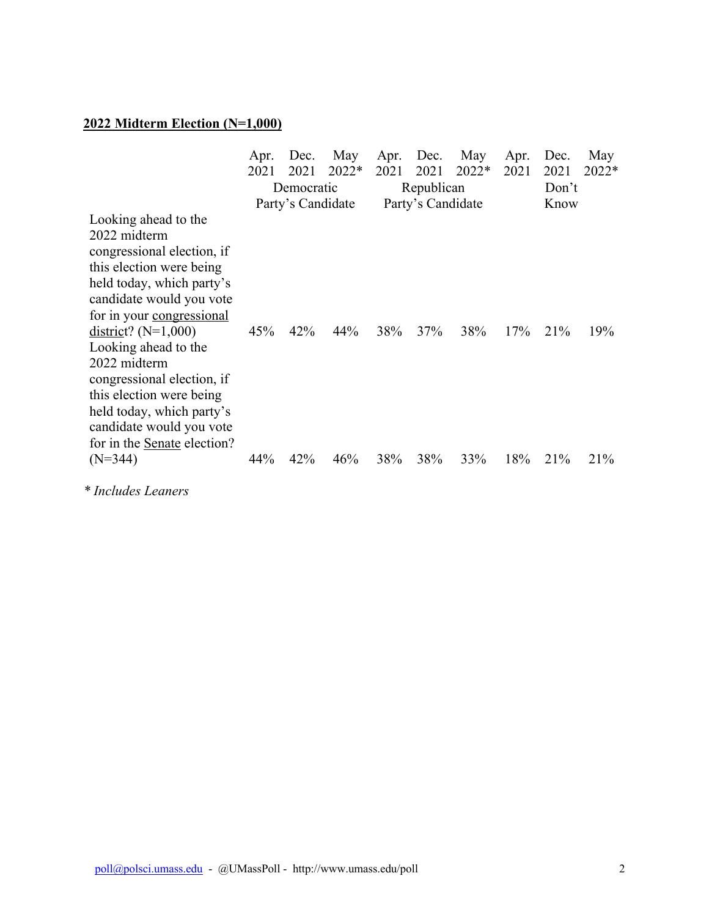**2022 Midterm Election (N=1,000)**

| | Apr. 2021 | Dec. 2021 | May 2022* | Apr. 2021 | Dec. 2021 | May 2022* | Apr. 2021 | Dec. 2021 | May 2022* |
|---|---|---|---|---|---|---|---|---|---|
| | Democratic Party's Candidate | | | Republican Party's Candidate | | | Don't Know | | |
| Looking ahead to the 2022 midterm congressional election, if this election were being held today, which party's candidate would you vote for in your congressional district? (N=1,000) | 45% | 42% | 44% | 38% | 37% | 38% | 17% | 21% | 19% |
| Looking ahead to the 2022 midterm congressional election, if this election were being held today, which party's candidate would you vote for in the Senate election? (N=344) | 44% | 42% | 46% | 38% | 38% | 33% | 18% | 21% | 21% |

*\* Includes Leaners*

poll@polsci.umass.edu - @UMassPoll - http://www.umass.edu/poll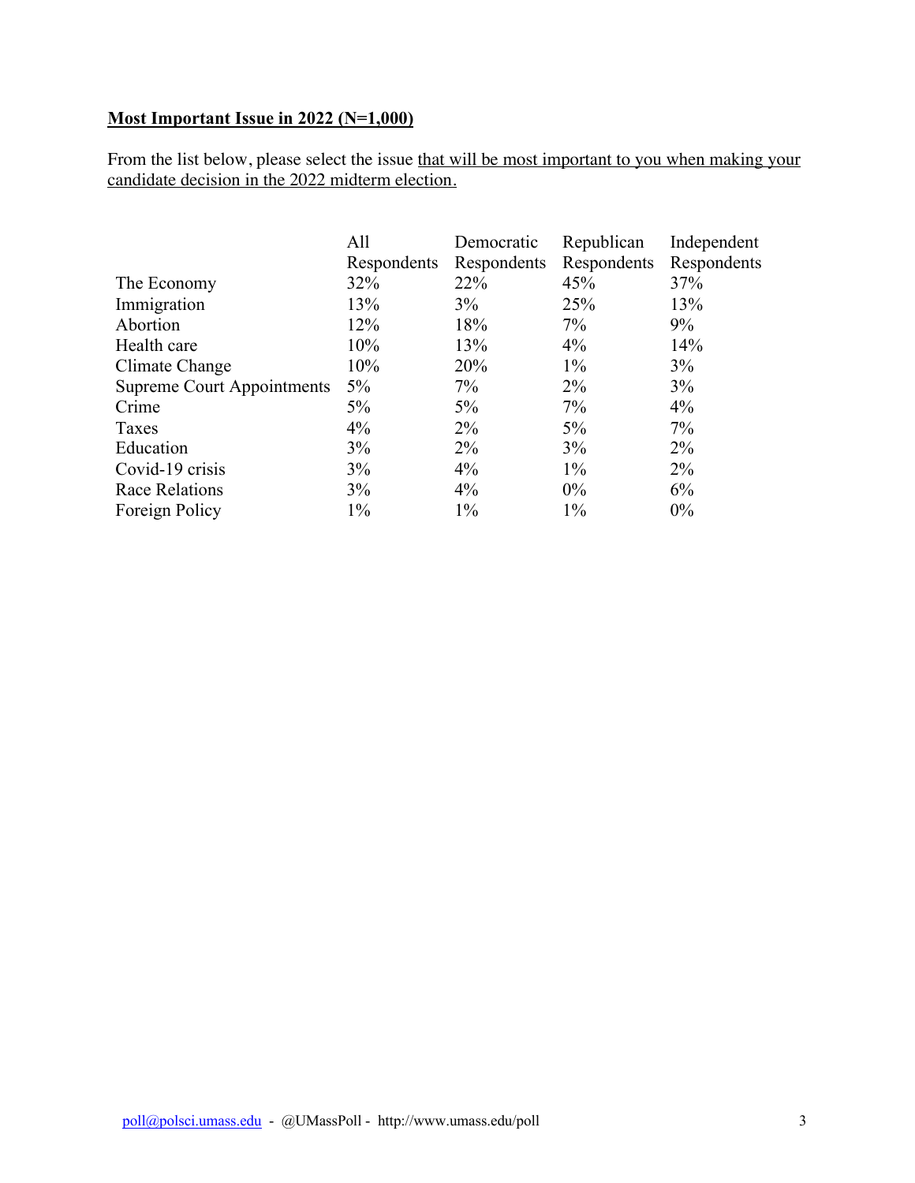**Most Important Issue in 2022 (N=1,000)**

From the list below, please select the issue that will be most important to you when making your candidate decision in the 2022 midterm election.

| | All Respondents | Democratic Respondents | Republican Respondents | Independent Respondents |
|---|---|---|---|---|
| The Economy | 32% | 22% | 45% | 37% |
| Immigration | 13% | 3% | 25% | 13% |
| Abortion | 12% | 18% | 7% | 9% |
| Health care | 10% | 13% | 4% | 14% |
| Climate Change | 10% | 20% | 1% | 3% |
| Supreme Court Appointments | 5% | 7% | 2% | 3% |
| Crime | 5% | 5% | 7% | 4% |
| Taxes | 4% | 2% | 5% | 7% |
| Education | 3% | 2% | 3% | 2% |
| Covid-19 crisis | 3% | 4% | 1% | 2% |
| Race Relations | 3% | 4% | 0% | 6% |
| Foreign Policy | 1% | 1% | 1% | 0% |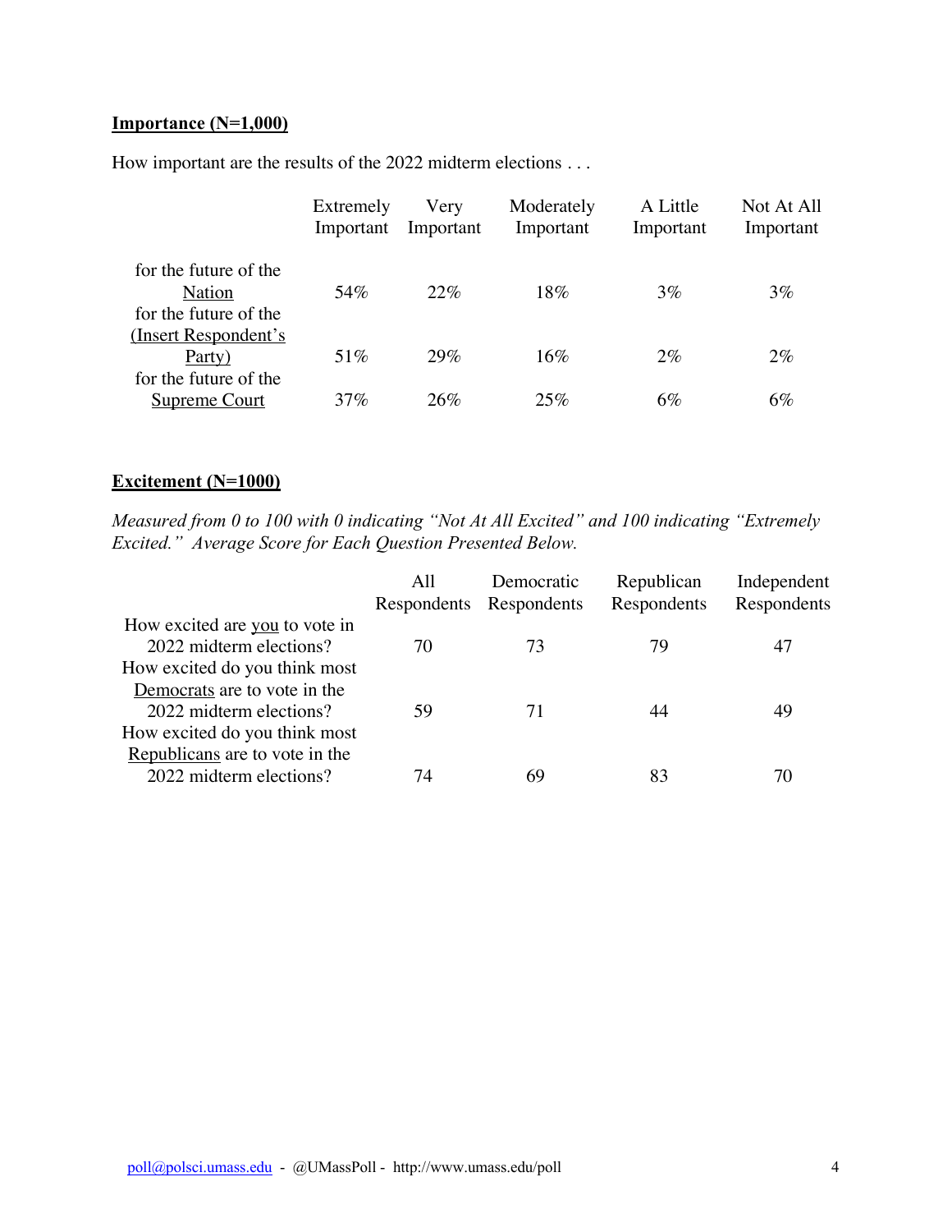**Importance (N=1,000)**

How important are the results of the 2022 midterm elections . . .

| | Extremely Important | Very Important | Moderately Important | A Little Important | Not At All Important |
|---|---|---|---|---|---|
| for the future of the Nation | 54% | 22% | 18% | 3% | 3% |
| for the future of the (Insert Respondent's Party) | 51% | 29% | 16% | 2% | 2% |
| for the future of the Supreme Court | 37% | 26% | 25% | 6% | 6% |

**Excitement (N=1000)**

*Measured from 0 to 100 with 0 indicating "Not At All Excited" and 100 indicating "Extremely Excited." Average Score for Each Question Presented Below.*

| | All Respondents | Democratic Respondents | Republican Respondents | Independent Respondents |
|---|---|---|---|---|
| How excited are you to vote in 2022 midterm elections? | 70 | 73 | 79 | 47 |
| How excited do you think most Democrats are to vote in the 2022 midterm elections? | 59 | 71 | 44 | 49 |
| How excited do you think most Republicans are to vote in the 2022 midterm elections? | 74 | 69 | 83 | 70 |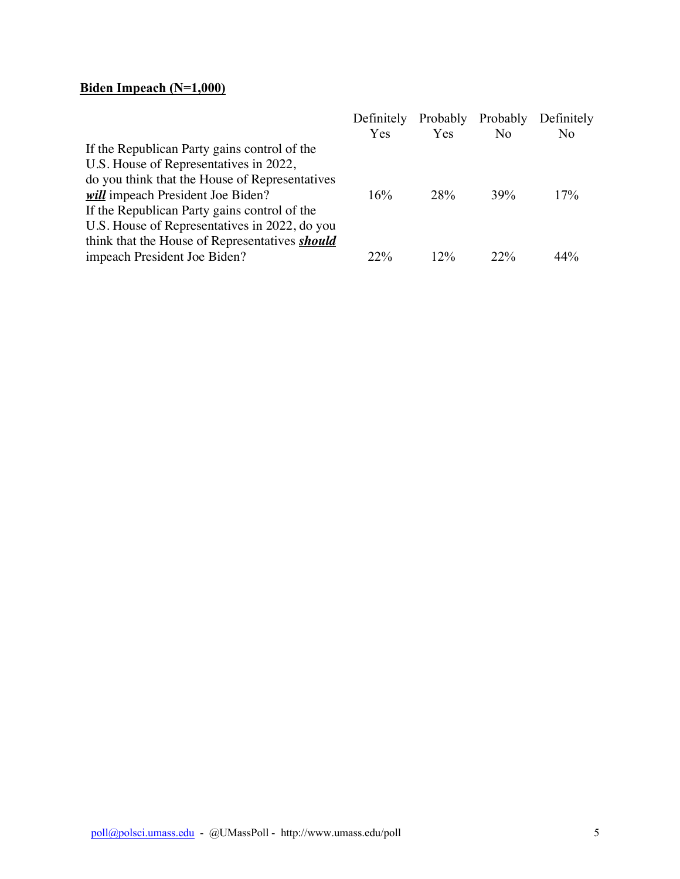**Biden Impeach (N=1,000)**

| | Definitely Yes | Probably Yes | Probably No | Definitely No |
|---|---|---|---|---|
| If the Republican Party gains control of the U.S. House of Representatives in 2022, do you think that the House of Representatives ***will*** impeach President Joe Biden? | 16% | 28% | 39% | 17% |
| If the Republican Party gains control of the U.S. House of Representatives in 2022, do you think that the House of Representatives ***should*** impeach President Joe Biden? | 22% | 12% | 22% | 44% |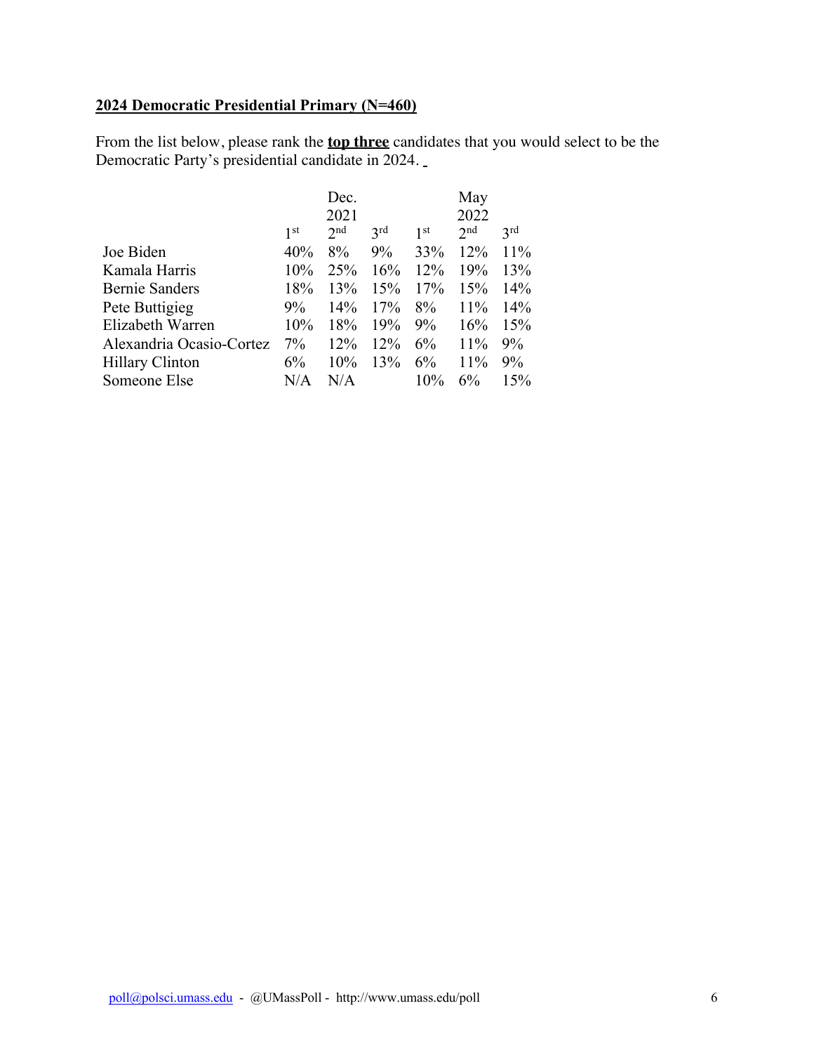**2024 Democratic Presidential Primary (N=460)**

From the list below, please rank the **top three** candidates that you would select to be the Democratic Party's presidential candidate in 2024.

| | Dec. 2021 | | | May 2022 | | |
|---|---|---|---|---|---|---|
| | 1st | 2nd | 3rd | 1st | 2nd | 3rd |
| Joe Biden | 40% | 8% | 9% | 33% | 12% | 11% |
| Kamala Harris | 10% | 25% | 16% | 12% | 19% | 13% |
| Bernie Sanders | 18% | 13% | 15% | 17% | 15% | 14% |
| Pete Buttigieg | 9% | 14% | 17% | 8% | 11% | 14% |
| Elizabeth Warren | 10% | 18% | 19% | 9% | 16% | 15% |
| Alexandria Ocasio-Cortez | 7% | 12% | 12% | 6% | 11% | 9% |
| Hillary Clinton | 6% | 10% | 13% | 6% | 11% | 9% |
| Someone Else | N/A | N/A | | 10% | 6% | 15% |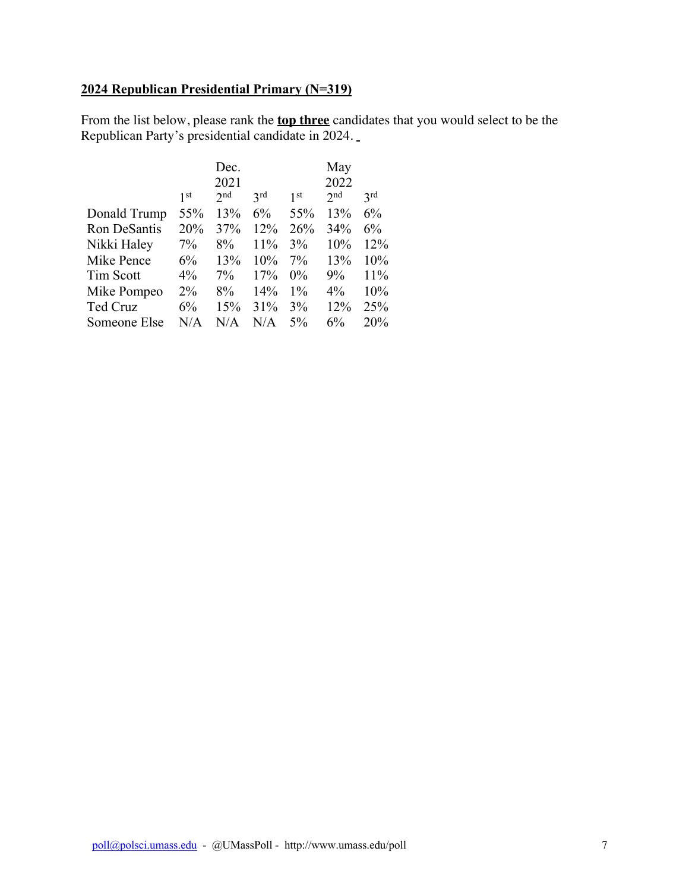**2024 Republican Presidential Primary (N=319)**

From the list below, please rank the **top three** candidates that you would select to be the Republican Party's presidential candidate in 2024.

| | Dec. 2021 | | | May 2022 | | |
|---|---|---|---|---|---|---|
| | 1st | 2nd | 3rd | 1st | 2nd | 3rd |
| Donald Trump | 55% | 13% | 6% | 55% | 13% | 6% |
| Ron DeSantis | 20% | 37% | 12% | 26% | 34% | 6% |
| Nikki Haley | 7% | 8% | 11% | 3% | 10% | 12% |
| Mike Pence | 6% | 13% | 10% | 7% | 13% | 10% |
| Tim Scott | 4% | 7% | 17% | 0% | 9% | 11% |
| Mike Pompeo | 2% | 8% | 14% | 1% | 4% | 10% |
| Ted Cruz | 6% | 15% | 31% | 3% | 12% | 25% |
| Someone Else | N/A | N/A | N/A | 5% | 6% | 20% |

poll@polsci.umass.edu - @UMassPoll - http://www.umass.edu/poll